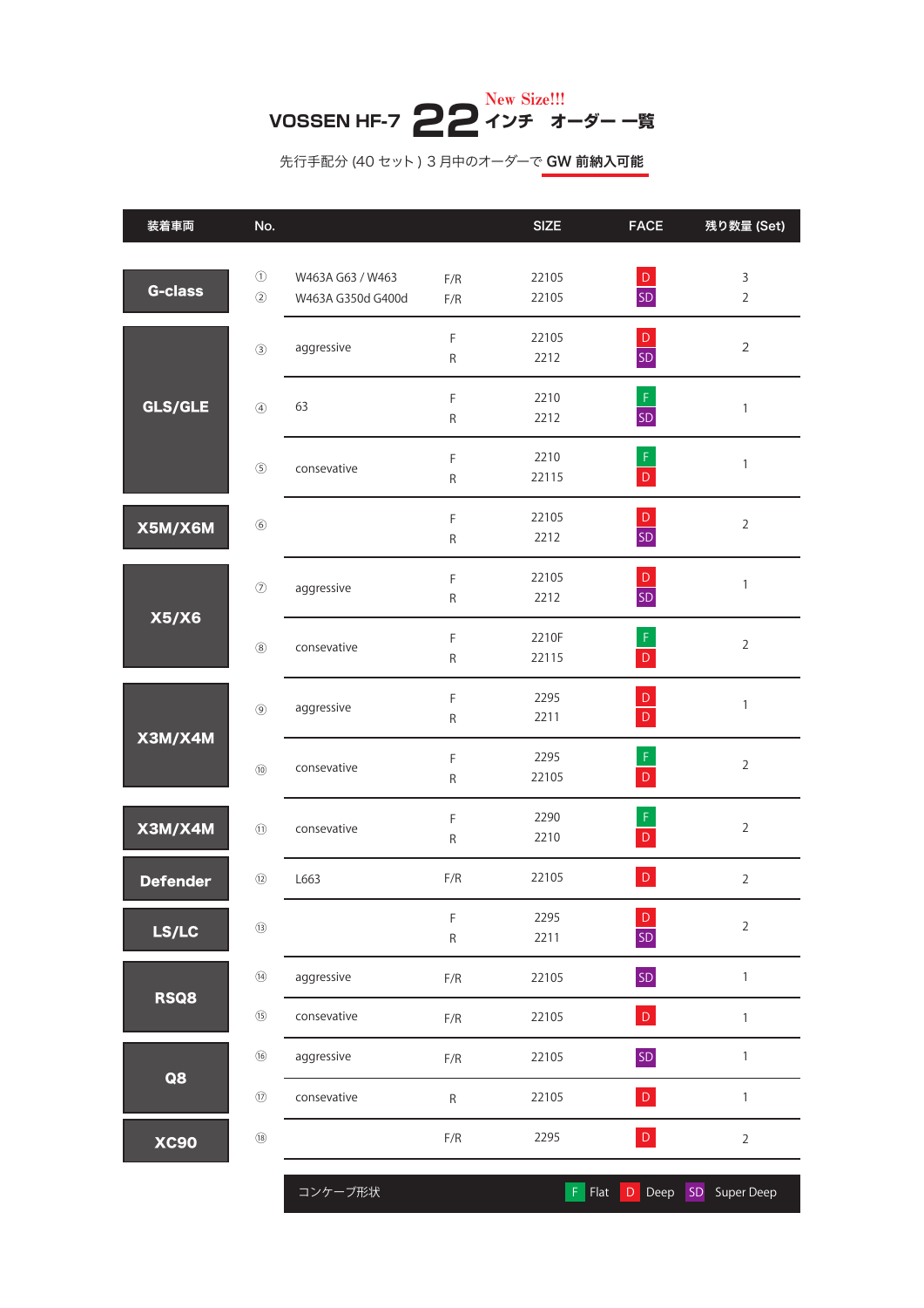# VOSSEN HF-7 22インチ オーダー一覧

New Size!!!

先行手配分 (40 セット) 3 月中のオーダーで **GW 前納入可能**

| 装着車両 | No. | | | SIZE | FACE | 残り数量 (Set) |
|---|---|---|---|---|---|---|
| G-class | ① | W463A G63 / W463 | F/R | 22105 | D | 3 |
| | ② | W463A G350d G400d | F/R | 22105 | SD | 2 |
| GLS/GLE | ③ | aggressive | F<br>R | 22105<br>2212 | D<br>SD | 2 |
| | ④ | 63 | F<br>R | 2210<br>2212 | F<br>SD | 1 |
| | ⑤ | consevative | F<br>R | 2210<br>22115 | F<br>D | 1 |
| X5M/X6M | ⑥ | | F<br>R | 22105<br>2212 | D<br>SD | 2 |
| X5/X6 | ⑦ | aggressive | F<br>R | 22105<br>2212 | D<br>SD | 1 |
| | ⑧ | consevative | F<br>R | 2210F<br>22115 | F<br>D | 2 |
| X3M/X4M | ⑨ | aggressive | F<br>R | 2295<br>2211 | D<br>D | 1 |
| | ⑩ | consevative | F<br>R | 2295<br>22105 | F<br>D | 2 |
| X3M/X4M | ⑪ | consevative | F<br>R | 2290<br>2210 | F<br>D | 2 |
| Defender | ⑫ | L663 | F/R | 22105 | D | 2 |
| LS/LC | ⑬ | | F<br>R | 2295<br>2211 | D<br>SD | 2 |
| RSQ8 | ⑭ | aggressive | F/R | 22105 | SD | 1 |
| | ⑮ | consevative | F/R | 22105 | D | 1 |
| Q8 | ⑯ | aggressive | F/R | 22105 | SD | 1 |
| | ⑰ | consevative | R | 22105 | D | 1 |
| XC90 | ⑱ | | F/R | 2295 | D | 2 |

コンケーブ形状　F Flat　D Deep　SD Super Deep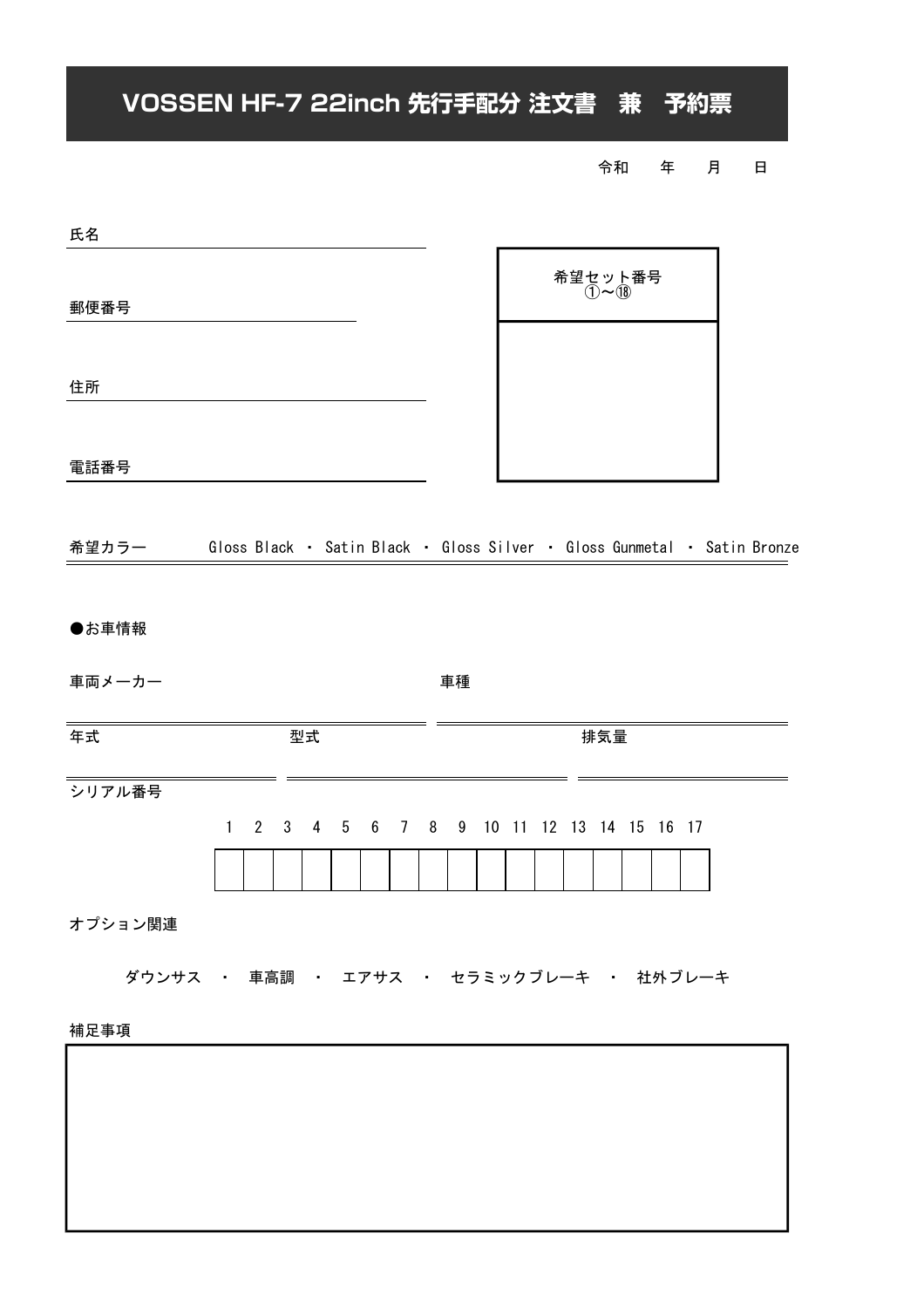# VOSSEN HF-7 22inch 先行手配分 注文書　兼　予約票

令和　　年　　月　　日

氏名

郵便番号

住所

電話番号

| 希望セット番号 ①〜⑱ |
| --- |
| |

希望カラー　　Gloss Black ・ Satin Black ・ Gloss Silver ・ Gloss Gunmetal ・ Satin Bronze

●お車情報

車両メーカー　　　　　　　　　　車種

年式　　　　　　型式　　　　　　排気量

シリアル番号

| 1 | 2 | 3 | 4 | 5 | 6 | 7 | 8 | 9 | 10 | 11 | 12 | 13 | 14 | 15 | 16 | 17 |
| --- | --- | --- | --- | --- | --- | --- | --- | --- | --- | --- | --- | --- | --- | --- | --- | --- |
| | | | | | | | | | | | | | | | | |

オプション関連

ダウンサス ・ 車高調 ・ エアサス ・ セラミックブレーキ ・ 社外ブレーキ

補足事項

| |
| --- |
| |